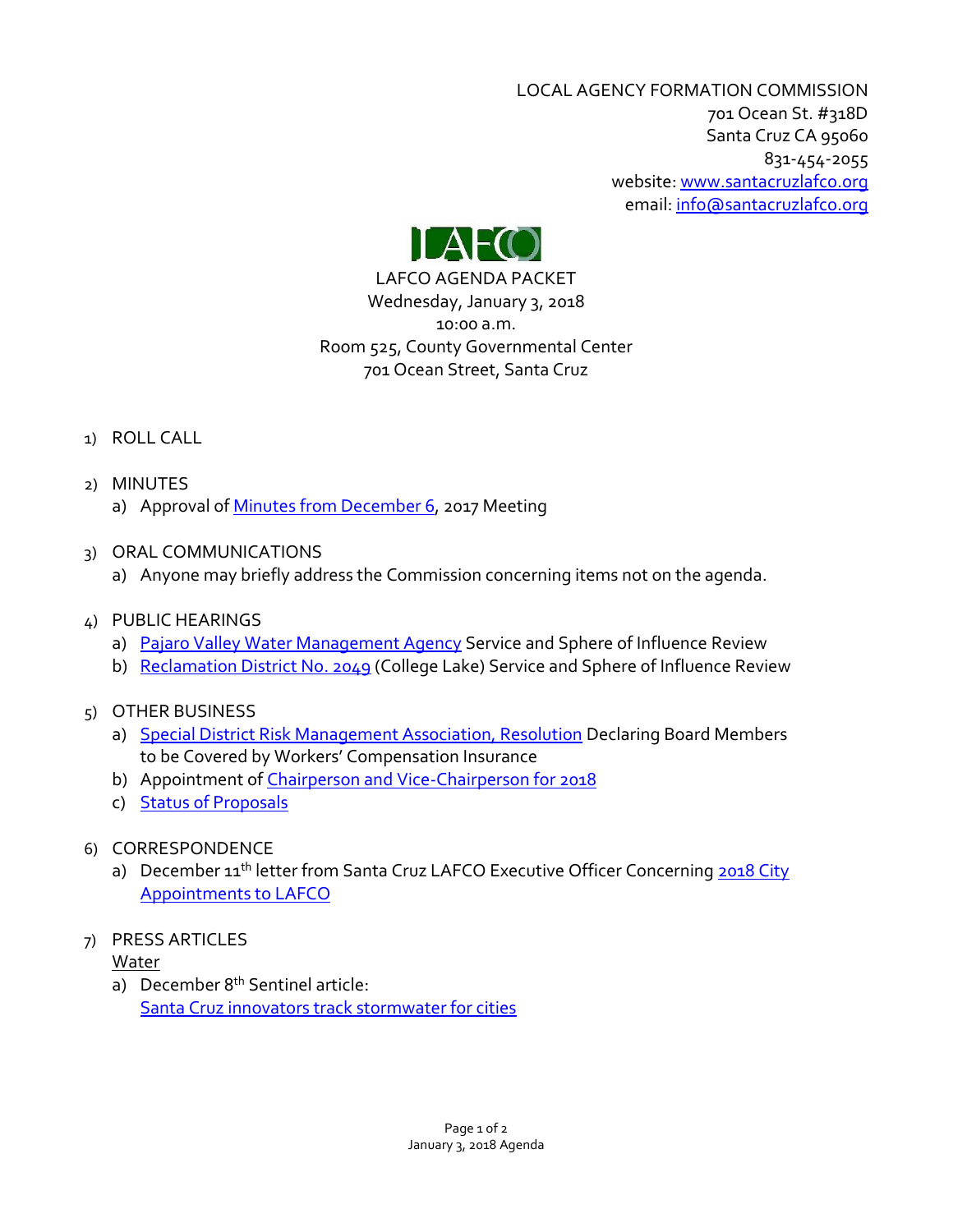LOCAL AGENCY FORMATION COMMISSION
701 Ocean St. #318D
Santa Cruz CA 95060
831-454-2055
website: www.santacruzlafco.org
email: info@santacruzlafco.org

LAFCO

LAFCO AGENDA PACKET
Wednesday, January 3, 2018
10:00 a.m.
Room 525, County Governmental Center
701 Ocean Street, Santa Cruz

1) ROLL CALL

2) MINUTES
   a) Approval of Minutes from December 6, 2017 Meeting

3) ORAL COMMUNICATIONS
   a) Anyone may briefly address the Commission concerning items not on the agenda.

4) PUBLIC HEARINGS
   a) Pajaro Valley Water Management Agency Service and Sphere of Influence Review
   b) Reclamation District No. 2049 (College Lake) Service and Sphere of Influence Review

5) OTHER BUSINESS
   a) Special District Risk Management Association, Resolution Declaring Board Members to be Covered by Workers' Compensation Insurance
   b) Appointment of Chairperson and Vice-Chairperson for 2018
   c) Status of Proposals

6) CORRESPONDENCE
   a) December 11th letter from Santa Cruz LAFCO Executive Officer Concerning 2018 City Appointments to LAFCO

7) PRESS ARTICLES

   Water

   a) December 8th Sentinel article:
      Santa Cruz innovators track stormwater for cities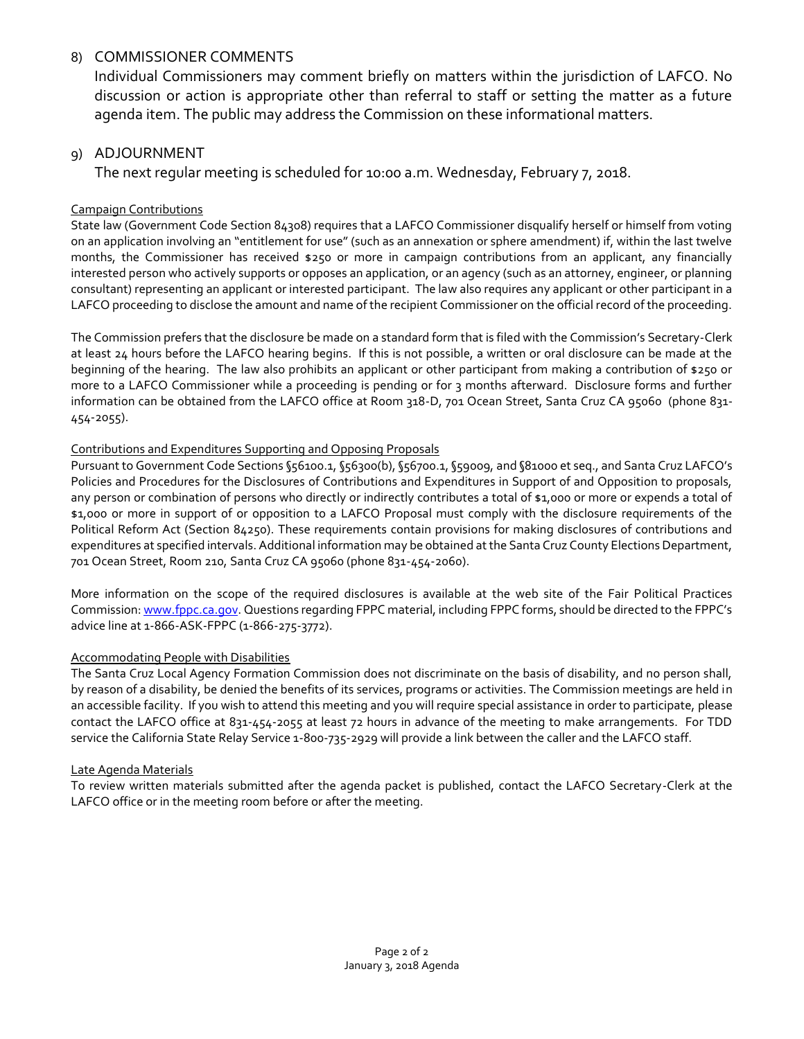## 8) COMMISSIONER COMMENTS

Individual Commissioners may comment briefly on matters within the jurisdiction of LAFCO. No discussion or action is appropriate other than referral to staff or setting the matter as a future agenda item. The public may address the Commission on these informational matters.

## 9) ADJOURNMENT

The next regular meeting is scheduled for 10:00 a.m. Wednesday, February 7, 2018.

<u>Campaign Contributions</u>

State law (Government Code Section 84308) requires that a LAFCO Commissioner disqualify herself or himself from voting on an application involving an "entitlement for use" (such as an annexation or sphere amendment) if, within the last twelve months, the Commissioner has received $250 or more in campaign contributions from an applicant, any financially interested person who actively supports or opposes an application, or an agency (such as an attorney, engineer, or planning consultant) representing an applicant or interested participant. The law also requires any applicant or other participant in a LAFCO proceeding to disclose the amount and name of the recipient Commissioner on the official record of the proceeding.

The Commission prefers that the disclosure be made on a standard form that is filed with the Commission's Secretary-Clerk at least 24 hours before the LAFCO hearing begins. If this is not possible, a written or oral disclosure can be made at the beginning of the hearing. The law also prohibits an applicant or other participant from making a contribution of $250 or more to a LAFCO Commissioner while a proceeding is pending or for 3 months afterward. Disclosure forms and further information can be obtained from the LAFCO office at Room 318-D, 701 Ocean Street, Santa Cruz CA 95060 (phone 831-454-2055).

<u>Contributions and Expenditures Supporting and Opposing Proposals</u>

Pursuant to Government Code Sections §56100.1, §56300(b), §56700.1, §59009, and §81000 et seq., and Santa Cruz LAFCO's Policies and Procedures for the Disclosures of Contributions and Expenditures in Support of and Opposition to proposals, any person or combination of persons who directly or indirectly contributes a total of $1,000 or more or expends a total of $1,000 or more in support of or opposition to a LAFCO Proposal must comply with the disclosure requirements of the Political Reform Act (Section 84250). These requirements contain provisions for making disclosures of contributions and expenditures at specified intervals. Additional information may be obtained at the Santa Cruz County Elections Department, 701 Ocean Street, Room 210, Santa Cruz CA 95060 (phone 831-454-2060).

More information on the scope of the required disclosures is available at the web site of the Fair Political Practices Commission: www.fppc.ca.gov. Questions regarding FPPC material, including FPPC forms, should be directed to the FPPC's advice line at 1-866-ASK-FPPC (1-866-275-3772).

<u>Accommodating People with Disabilities</u>

The Santa Cruz Local Agency Formation Commission does not discriminate on the basis of disability, and no person shall, by reason of a disability, be denied the benefits of its services, programs or activities. The Commission meetings are held in an accessible facility. If you wish to attend this meeting and you will require special assistance in order to participate, please contact the LAFCO office at 831-454-2055 at least 72 hours in advance of the meeting to make arrangements. For TDD service the California State Relay Service 1-800-735-2929 will provide a link between the caller and the LAFCO staff.

<u>Late Agenda Materials</u>

To review written materials submitted after the agenda packet is published, contact the LAFCO Secretary-Clerk at the LAFCO office or in the meeting room before or after the meeting.